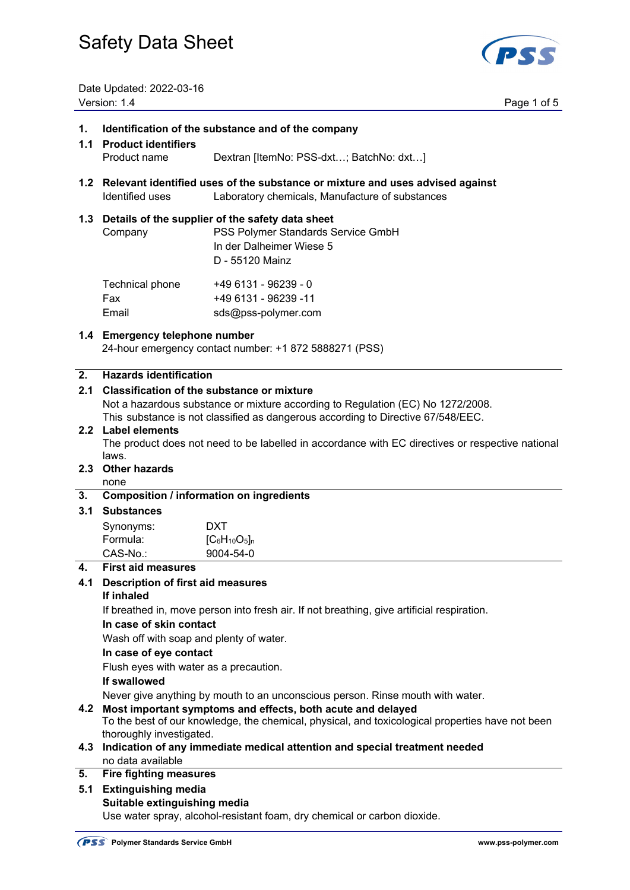# Safety Data Sheet

Date Updated: 2022-03-16
Version: 1.4

## 1. Identification of the substance and of the company

### 1.1 Product identifiers

Product name: Dextran [ItemNo: PSS-dxt…; BatchNo: dxt…]

### 1.2 Relevant identified uses of the substance or mixture and uses advised against

Identified uses: Laboratory chemicals, Manufacture of substances

### 1.3 Details of the supplier of the safety data sheet

Company:
PSS Polymer Standards Service GmbH
In der Dalheimer Wiese 5
D - 55120 Mainz

Technical phone: +49 6131 - 96239 - 0
Fax: +49 6131 - 96239 -11
Email: sds@pss-polymer.com

### 1.4 Emergency telephone number

24-hour emergency contact number: +1 872 5888271 (PSS)

## 2. Hazards identification

### 2.1 Classification of the substance or mixture

Not a hazardous substance or mixture according to Regulation (EC) No 1272/2008.
This substance is not classified as dangerous according to Directive 67/548/EEC.

### 2.2 Label elements

The product does not need to be labelled in accordance with EC directives or respective national laws.

### 2.3 Other hazards

none

## 3. Composition / information on ingredients

### 3.1 Substances

Synonyms: DXT
Formula: $[C_6H_{10}O_5]_n$
CAS-No.: 9004-54-0

## 4. First aid measures

### 4.1 Description of first aid measures

**If inhaled**

If breathed in, move person into fresh air. If not breathing, give artificial respiration.

**In case of skin contact**

Wash off with soap and plenty of water.

**In case of eye contact**

Flush eyes with water as a precaution.

**If swallowed**

Never give anything by mouth to an unconscious person. Rinse mouth with water.

### 4.2 Most important symptoms and effects, both acute and delayed

To the best of our knowledge, the chemical, physical, and toxicological properties have not been thoroughly investigated.

### 4.3 Indication of any immediate medical attention and special treatment needed

no data available

## 5. Fire fighting measures

### 5.1 Extinguishing media

**Suitable extinguishing media**

Use water spray, alcohol-resistant foam, dry chemical or carbon dioxide.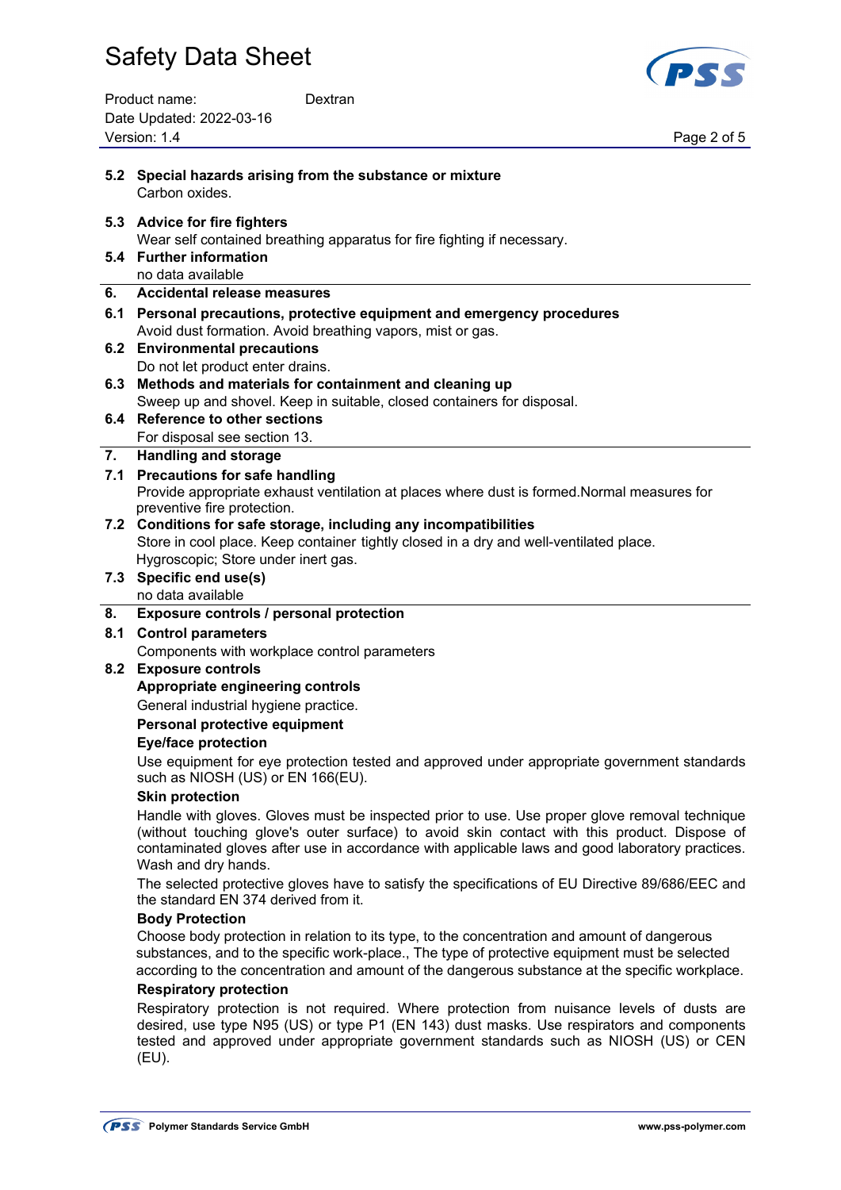### 5.2 Special hazards arising from the substance or mixture

Carbon oxides.

### 5.3 Advice for fire fighters

Wear self contained breathing apparatus for fire fighting if necessary.

### 5.4 Further information

no data available

## 6. Accidental release measures

### 6.1 Personal precautions, protective equipment and emergency procedures

Avoid dust formation. Avoid breathing vapors, mist or gas.

### 6.2 Environmental precautions

Do not let product enter drains.

### 6.3 Methods and materials for containment and cleaning up

Sweep up and shovel. Keep in suitable, closed containers for disposal.

### 6.4 Reference to other sections

For disposal see section 13.

## 7. Handling and storage

### 7.1 Precautions for safe handling

Provide appropriate exhaust ventilation at places where dust is formed.Normal measures for preventive fire protection.

### 7.2 Conditions for safe storage, including any incompatibilities

Store in cool place. Keep container tightly closed in a dry and well-ventilated place. Hygroscopic; Store under inert gas.

### 7.3 Specific end use(s)

no data available

## 8. Exposure controls / personal protection

### 8.1 Control parameters

Components with workplace control parameters

### 8.2 Exposure controls

**Appropriate engineering controls**

General industrial hygiene practice.

**Personal protective equipment**

**Eye/face protection**

Use equipment for eye protection tested and approved under appropriate government standards such as NIOSH (US) or EN 166(EU).

**Skin protection**

Handle with gloves. Gloves must be inspected prior to use. Use proper glove removal technique (without touching glove's outer surface) to avoid skin contact with this product. Dispose of contaminated gloves after use in accordance with applicable laws and good laboratory practices. Wash and dry hands.

The selected protective gloves have to satisfy the specifications of EU Directive 89/686/EEC and the standard EN 374 derived from it.

**Body Protection**

Choose body protection in relation to its type, to the concentration and amount of dangerous substances, and to the specific work-place., The type of protective equipment must be selected according to the concentration and amount of the dangerous substance at the specific workplace.

**Respiratory protection**

Respiratory protection is not required. Where protection from nuisance levels of dusts are desired, use type N95 (US) or type P1 (EN 143) dust masks. Use respirators and components tested and approved under appropriate government standards such as NIOSH (US) or CEN (EU).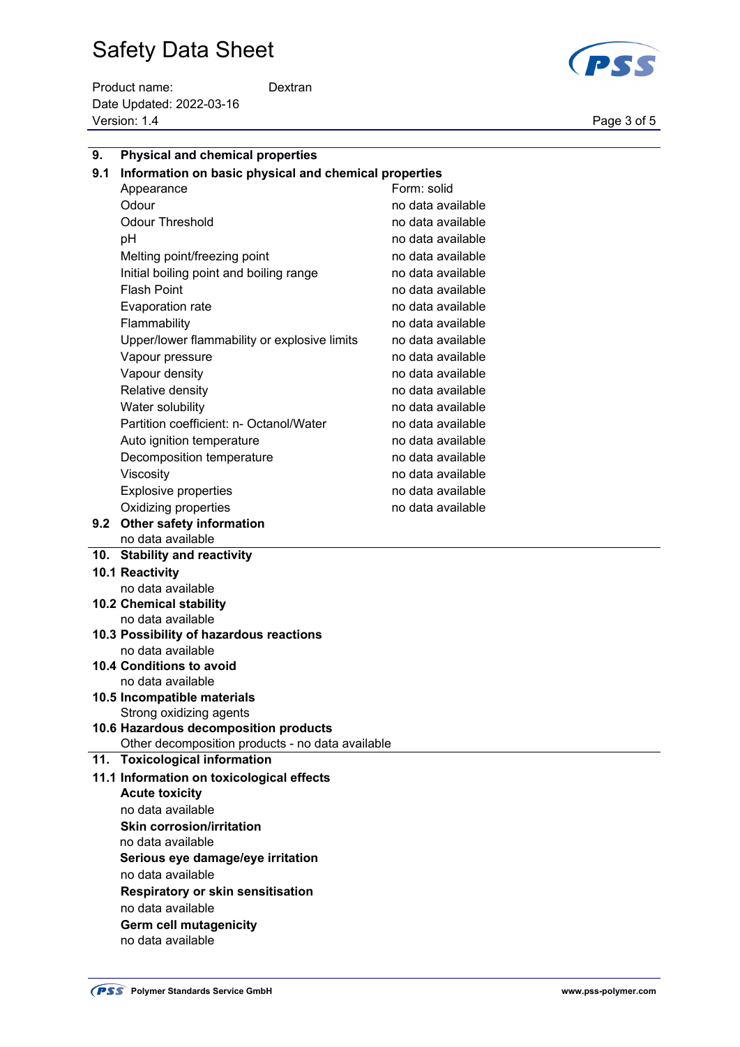## 9. Physical and chemical properties

### 9.1 Information on basic physical and chemical properties

| Property | Value |
|---|---|
| Appearance | Form: solid |
| Odour | no data available |
| Odour Threshold | no data available |
| pH | no data available |
| Melting point/freezing point | no data available |
| Initial boiling point and boiling range | no data available |
| Flash Point | no data available |
| Evaporation rate | no data available |
| Flammability | no data available |
| Upper/lower flammability or explosive limits | no data available |
| Vapour pressure | no data available |
| Vapour density | no data available |
| Relative density | no data available |
| Water solubility | no data available |
| Partition coefficient: n- Octanol/Water | no data available |
| Auto ignition temperature | no data available |
| Decomposition temperature | no data available |
| Viscosity | no data available |
| Explosive properties | no data available |
| Oxidizing properties | no data available |

### 9.2 Other safety information

no data available

## 10. Stability and reactivity

### 10.1 Reactivity

no data available

### 10.2 Chemical stability

no data available

### 10.3 Possibility of hazardous reactions

no data available

### 10.4 Conditions to avoid

no data available

### 10.5 Incompatible materials

Strong oxidizing agents

### 10.6 Hazardous decomposition products

Other decomposition products - no data available

## 11. Toxicological information

### 11.1 Information on toxicological effects

**Acute toxicity**

no data available

**Skin corrosion/irritation**

no data available

**Serious eye damage/eye irritation**

no data available

**Respiratory or skin sensitisation**

no data available

**Germ cell mutagenicity**

no data available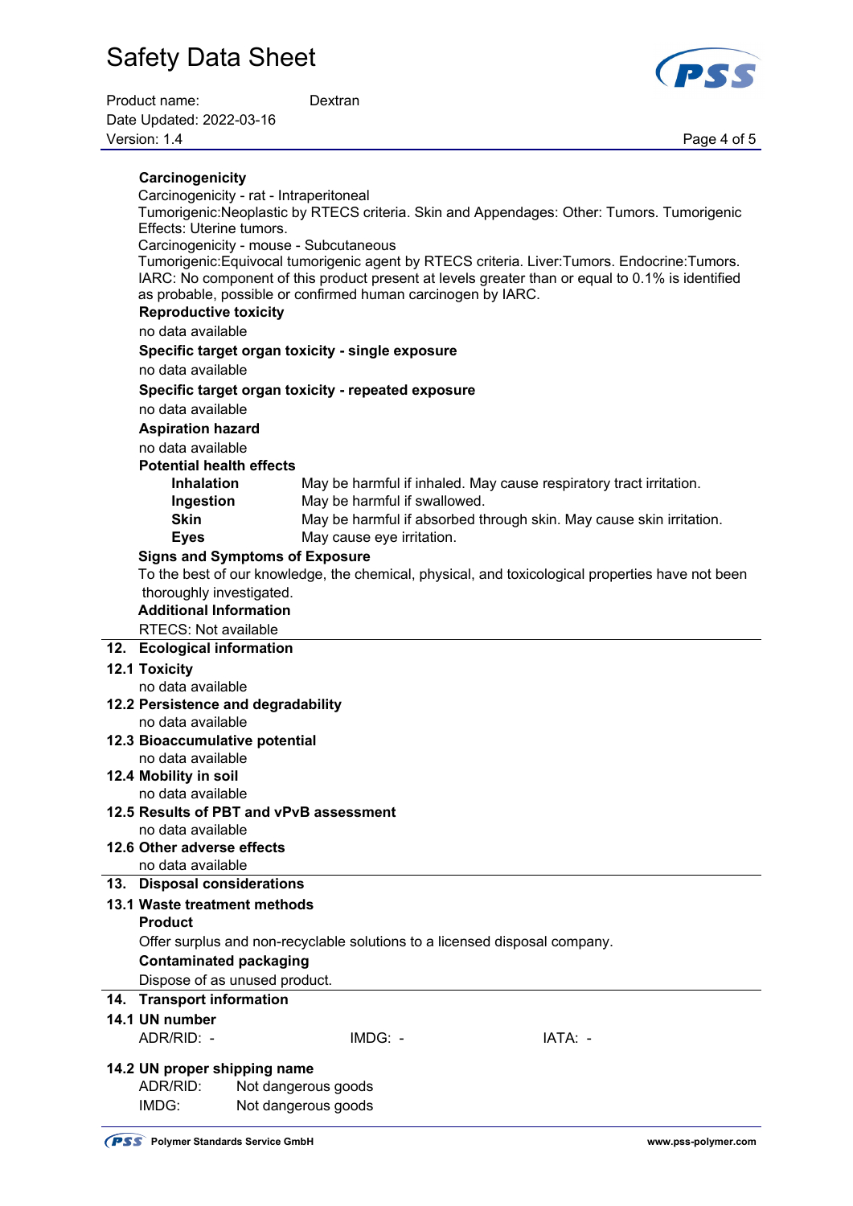**Carcinogenicity**

Carcinogenicity - rat - Intraperitoneal

Tumorigenic:Neoplastic by RTECS criteria. Skin and Appendages: Other: Tumors. Tumorigenic Effects: Uterine tumors.

Carcinogenicity - mouse - Subcutaneous

Tumorigenic:Equivocal tumorigenic agent by RTECS criteria. Liver:Tumors. Endocrine:Tumors.

IARC: No component of this product present at levels greater than or equal to 0.1% is identified as probable, possible or confirmed human carcinogen by IARC.

**Reproductive toxicity**

no data available

**Specific target organ toxicity - single exposure**

no data available

**Specific target organ toxicity - repeated exposure**

no data available

**Aspiration hazard**

no data available

**Potential health effects**

| | |
|---|---|
| **Inhalation** | May be harmful if inhaled. May cause respiratory tract irritation. |
| **Ingestion** | May be harmful if swallowed. |
| **Skin** | May be harmful if absorbed through skin. May cause skin irritation. |
| **Eyes** | May cause eye irritation. |

**Signs and Symptoms of Exposure**

To the best of our knowledge, the chemical, physical, and toxicological properties have not been thoroughly investigated.

**Additional Information**

RTECS: Not available

## 12. Ecological information

### 12.1 Toxicity

no data available

### 12.2 Persistence and degradability

no data available

### 12.3 Bioaccumulative potential

no data available

### 12.4 Mobility in soil

no data available

### 12.5 Results of PBT and vPvB assessment

no data available

### 12.6 Other adverse effects

no data available

## 13. Disposal considerations

### 13.1 Waste treatment methods

**Product**

Offer surplus and non-recyclable solutions to a licensed disposal company.

**Contaminated packaging**

Dispose of as unused product.

## 14. Transport information

### 14.1 UN number

ADR/RID: - IMDG: - IATA: -

### 14.2 UN proper shipping name

ADR/RID: Not dangerous goods

IMDG: Not dangerous goods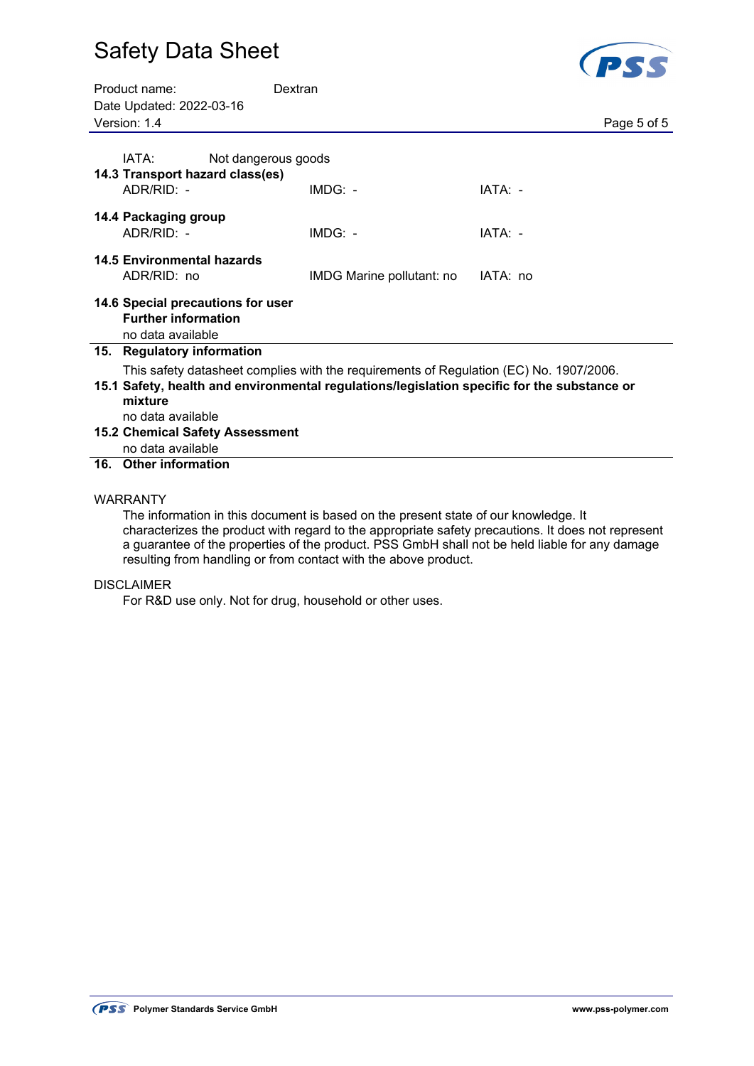IATA: Not dangerous goods

**14.3 Transport hazard class(es)**

ADR/RID: - IMDG: - IATA: -

**14.4 Packaging group**

ADR/RID: - IMDG: - IATA: -

**14.5 Environmental hazards**

ADR/RID: no IMDG Marine pollutant: no IATA: no

**14.6 Special precautions for user**

**Further information**

no data available

## 15. Regulatory information

This safety datasheet complies with the requirements of Regulation (EC) No. 1907/2006.

**15.1 Safety, health and environmental regulations/legislation specific for the substance or mixture**

no data available

**15.2 Chemical Safety Assessment**

no data available

## 16. Other information

WARRANTY

The information in this document is based on the present state of our knowledge. It characterizes the product with regard to the appropriate safety precautions. It does not represent a guarantee of the properties of the product. PSS GmbH shall not be held liable for any damage resulting from handling or from contact with the above product.

DISCLAIMER

For R&D use only. Not for drug, household or other uses.